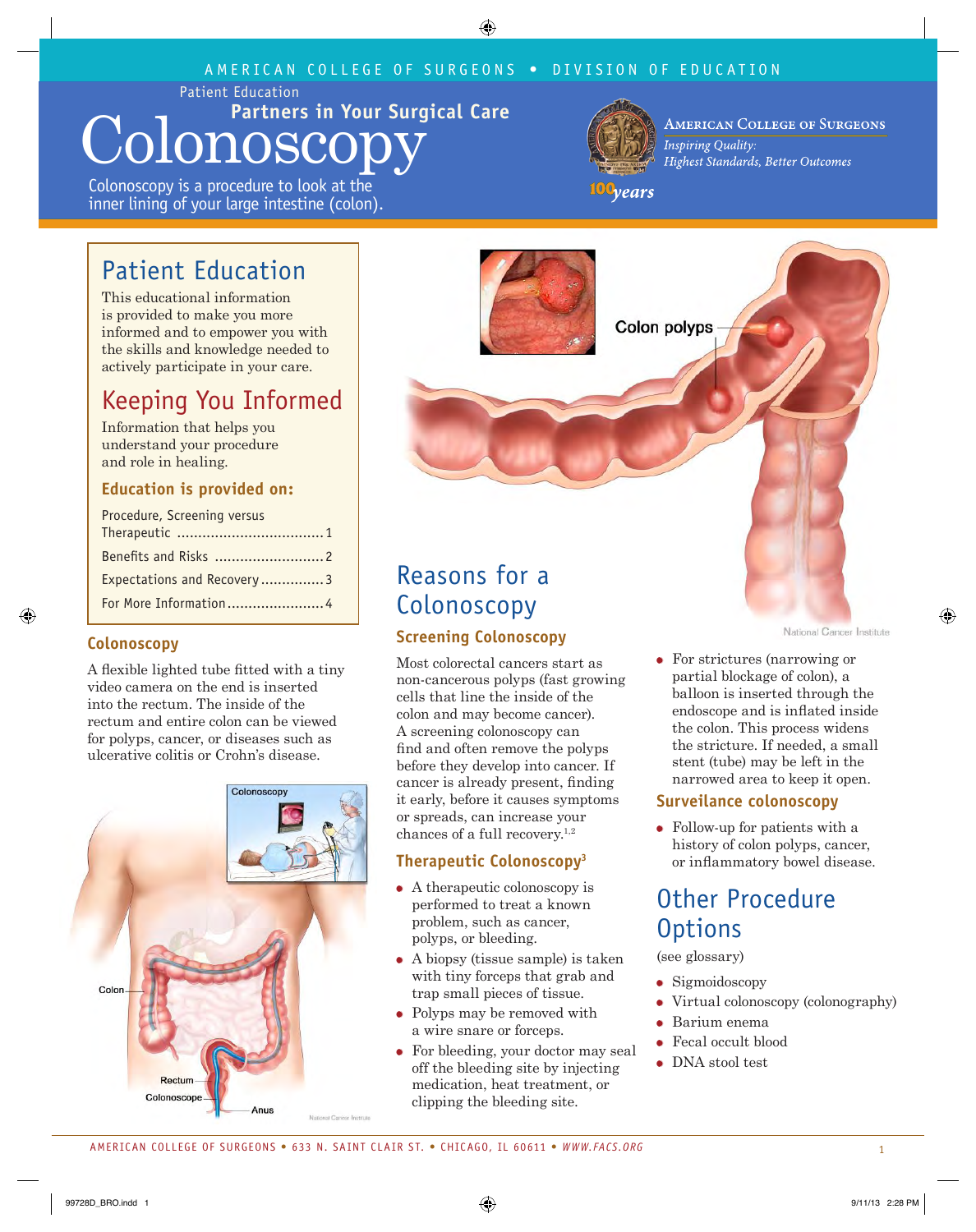AMERICAN COLLEGE OF SURGEONS • DIVISION OF EDUCATION

Patient Education

**Partners in Your Surgical Care**

# Colonoscopy

Colonoscopy is a procedure to look at the inner lining of your large intestine (colon).

American College of Surgeons

*Inspiring Quality: Highest Standards, Better Outcomes*

100 years

## Patient Education

This educational information is provided to make you more informed and to empower you with the skills and knowledge needed to actively participate in your care.

## Keeping You Informed

Information that helps you understand your procedure and role in healing.

### Education is provided on:

- Procedure, Screening versus Therapeutic ........ 1
- Benefits and Risks ........ 2
- Expectations and Recovery ........ 3
- For More Information ........ 4

### Colonoscopy

A flexible lighted tube fitted with a tiny video camera on the end is inserted into the rectum. The inside of the rectum and entire colon can be viewed for polyps, cancer, or diseases such as ulcerative colitis or Crohn's disease.

## Reasons for a Colonoscopy

### Screening Colonoscopy

Most colorectal cancers start as non-cancerous polyps (fast growing cells that line the inside of the colon and may become cancer). A screening colonoscopy can find and often remove the polyps before they develop into cancer. If cancer is already present, finding it early, before it causes symptoms or spreads, can increase your chances of a full recovery.[1,2]

### Therapeutic Colonoscopy[3]

- A therapeutic colonoscopy is performed to treat a known problem, such as cancer, polyps, or bleeding.
- A biopsy (tissue sample) is taken with tiny forceps that grab and trap small pieces of tissue.
- Polyps may be removed with a wire snare or forceps.
- For bleeding, your doctor may seal off the bleeding site by injecting medication, heat treatment, or clipping the bleeding site.
- For strictures (narrowing or partial blockage of colon), a balloon is inserted through the endoscope and is inflated inside the colon. This process widens the stricture. If needed, a small stent (tube) may be left in the narrowed area to keep it open.

### Surveilance colonoscopy

- Follow-up for patients with a history of colon polyps, cancer, or inflammatory bowel disease.

## Other Procedure Options

(see glossary)

- Sigmoidoscopy
- Virtual colonoscopy (colonography)
- Barium enema
- Fecal occult blood
- DNA stool test

AMERICAN COLLEGE OF SURGEONS • 633 N. SAINT CLAIR ST. • CHICAGO, IL 60611 • *WWW.FACS.ORG*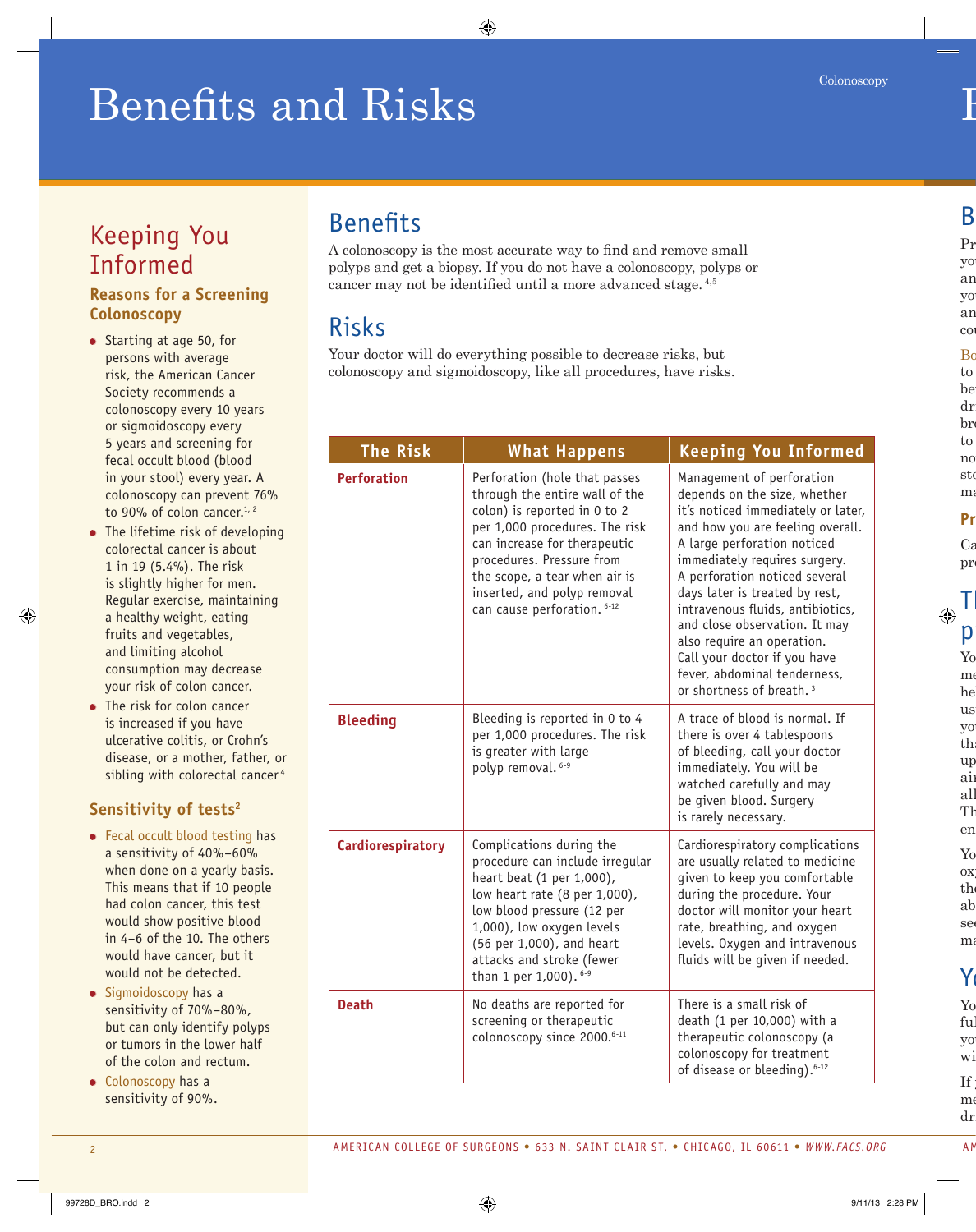# Benefits and Risks

## Keeping You Informed

### Reasons for a Screening Colonoscopy

- Starting at age 50, for persons with average risk, the American Cancer Society recommends a colonoscopy every 10 years or sigmoidoscopy every 5 years and screening for fecal occult blood (blood in your stool) every year. A colonoscopy can prevent 76% to 90% of colon cancer.[1, 2]
- The lifetime risk of developing colorectal cancer is about 1 in 19 (5.4%). The risk is slightly higher for men. Regular exercise, maintaining a healthy weight, eating fruits and vegetables, and limiting alcohol consumption may decrease your risk of colon cancer.
- The risk for colon cancer is increased if you have ulcerative colitis, or Crohn's disease, or a mother, father, or sibling with colorectal cancer[4]

### Sensitivity of tests[2]

- Fecal occult blood testing has a sensitivity of 40%–60% when done on a yearly basis. This means that if 10 people had colon cancer, this test would show positive blood in 4–6 of the 10. The others would have cancer, but it would not be detected.
- Sigmoidoscopy has a sensitivity of 70%–80%, but can only identify polyps or tumors in the lower half of the colon and rectum.
- Colonoscopy has a sensitivity of 90%.

## Benefits

A colonoscopy is the most accurate way to find and remove small polyps and get a biopsy. If you do not have a colonoscopy, polyps or cancer may not be identified until a more advanced stage.[4,5]

## Risks

Your doctor will do everything possible to decrease risks, but colonoscopy and sigmoidoscopy, like all procedures, have risks.

| The Risk | What Happens | Keeping You Informed |
|---|---|---|
| **Perforation** | Perforation (hole that passes through the entire wall of the colon) is reported in 0 to 2 per 1,000 procedures. The risk can increase for therapeutic procedures. Pressure from the scope, a tear when air is inserted, and polyp removal can cause perforation.[6-12] | Management of perforation depends on the size, whether it's noticed immediately or later, and how you are feeling overall. A large perforation noticed immediately requires surgery. A perforation noticed several days later is treated by rest, intravenous fluids, antibiotics, and close observation. It may also require an operation. Call your doctor if you have fever, abdominal tenderness, or shortness of breath.[3] |
| **Bleeding** | Bleeding is reported in 0 to 4 per 1,000 procedures. The risk is greater with large polyp removal.[6-9] | A trace of blood is normal. If there is over 4 tablespoons of bleeding, call your doctor immediately. You will be watched carefully and may be given blood. Surgery is rarely necessary. |
| **Cardiorespiratory** | Complications during the procedure can include irregular heart beat (1 per 1,000), low heart rate (8 per 1,000), low blood pressure (12 per 1,000), low oxygen levels (56 per 1,000), and heart attacks and stroke (fewer than 1 per 1,000).[6-9] | Cardiorespiratory complications are usually related to medicine given to keep you comfortable during the procedure. Your doctor will monitor your heart rate, breathing, and oxygen levels. Oxygen and intravenous fluids will be given if needed. |
| **Death** | No deaths are reported for screening or therapeutic colonoscopy since 2000.[6-11] | There is a small risk of death (1 per 10,000) with a therapeutic colonoscopy (a colonoscopy for treatment of disease or bleeding).[6-12] |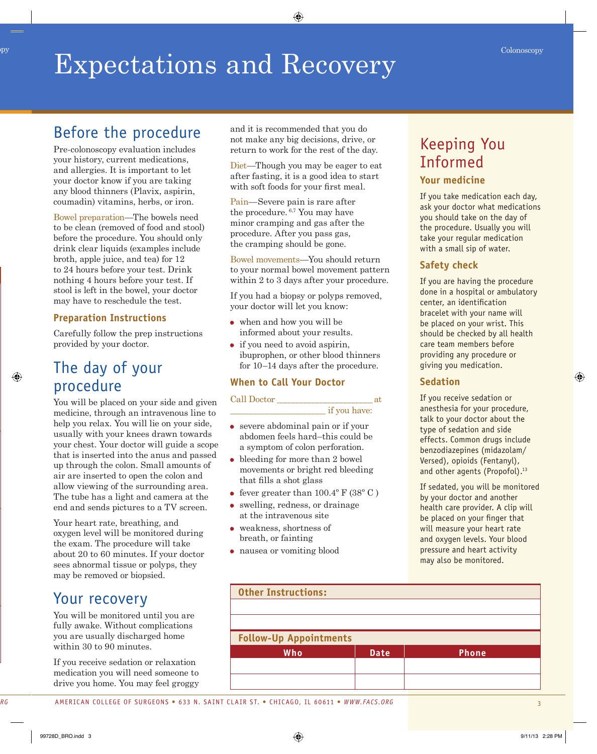# Expectations and Recovery

## Before the procedure

Pre-colonoscopy evaluation includes your history, current medications, and allergies. It is important to let your doctor know if you are taking any blood thinners (Plavix, aspirin, coumadin) vitamins, herbs, or iron.

Bowel preparation—The bowels need to be clean (removed of food and stool) before the procedure. You should only drink clear liquids (examples include broth, apple juice, and tea) for 12 to 24 hours before your test. Drink nothing 4 hours before your test. If stool is left in the bowel, your doctor may have to reschedule the test.

### Preparation Instructions

Carefully follow the prep instructions provided by your doctor.

## The day of your procedure

You will be placed on your side and given medicine, through an intravenous line to help you relax. You will lie on your side, usually with your knees drawn towards your chest. Your doctor will guide a scope that is inserted into the anus and passed up through the colon. Small amounts of air are inserted to open the colon and allow viewing of the surrounding area. The tube has a light and camera at the end and sends pictures to a TV screen.

Your heart rate, breathing, and oxygen level will be monitored during the exam. The procedure will take about 20 to 60 minutes. If your doctor sees abnormal tissue or polyps, they may be removed or biopsied.

## Your recovery

You will be monitored until you are fully awake. Without complications you are usually discharged home within 30 to 90 minutes.

If you receive sedation or relaxation medication you will need someone to drive you home. You may feel groggy and it is recommended that you do not make any big decisions, drive, or return to work for the rest of the day.

Diet—Though you may be eager to eat after fasting, it is a good idea to start with soft foods for your first meal.

Pain—Severe pain is rare after the procedure.[6,7] You may have minor cramping and gas after the procedure. After you pass gas, the cramping should be gone.

Bowel movements—You should return to your normal bowel movement pattern within 2 to 3 days after your procedure.

If you had a biopsy or polyps removed, your doctor will let you know:

- when and how you will be informed about your results.
- if you need to avoid aspirin, ibuprophen, or other blood thinners for 10–14 days after the procedure.

### When to Call Your Doctor

Call Doctor ______________________ at ______________________ if you have:

- severe abdominal pain or if your abdomen feels hard–this could be a symptom of colon perforation.
- bleeding for more than 2 bowel movements or bright red bleeding that fills a shot glass
- fever greater than 100.4° F (38° C )
- swelling, redness, or drainage at the intravenous site
- weakness, shortness of breath, or fainting
- nausea or vomiting blood

## Keeping You Informed

### Your medicine

If you take medication each day, ask your doctor what medications you should take on the day of the procedure. Usually you will take your regular medication with a small sip of water.

### Safety check

If you are having the procedure done in a hospital or ambulatory center, an identification bracelet with your name will be placed on your wrist. This should be checked by all health care team members before providing any procedure or giving you medication.

### Sedation

If you receive sedation or anesthesia for your procedure, talk to your doctor about the type of sedation and side effects. Common drugs include benzodiazepines (midazolam/Versed), opioids (Fentanyl), and other agents (Propofol).[13]

If sedated, you will be monitored by your doctor and another health care provider. A clip will be placed on your finger that will measure your heart rate and oxygen levels. Your blood pressure and heart activity may also be monitored.

### Other Instructions:

### Follow-Up Appointments

| Who | Date | Phone |
|---|---|---|
| | | |
| | | |

AMERICAN COLLEGE OF SURGEONS • 633 N. SAINT CLAIR ST. • CHICAGO, IL 60611 • *WWW.FACS.ORG*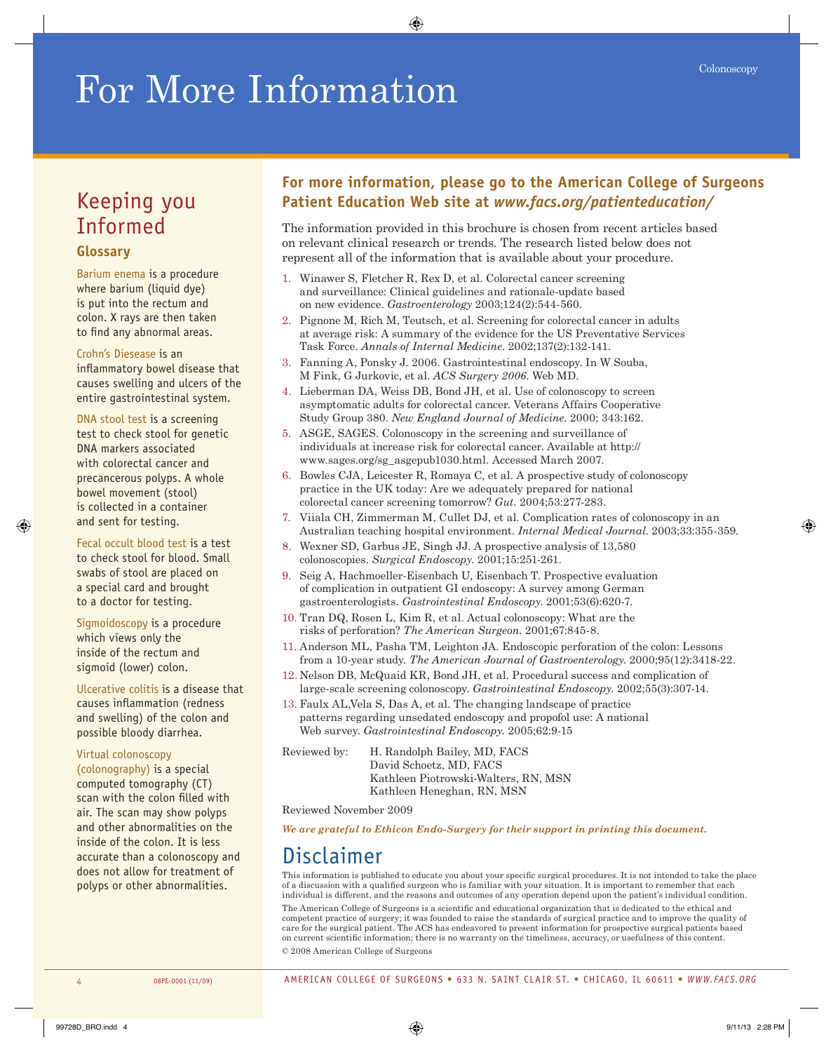# For More Information

## Keeping you Informed

### Glossary

Barium enema is a procedure where barium (liquid dye) is put into the rectum and colon. X rays are then taken to find any abnormal areas.

Crohn's Diesease is an inflammatory bowel disease that causes swelling and ulcers of the entire gastrointestinal system.

DNA stool test is a screening test to check stool for genetic DNA markers associated with colorectal cancer and precancerous polyps. A whole bowel movement (stool) is collected in a container and sent for testing.

Fecal occult blood test is a test to check stool for blood. Small swabs of stool are placed on a special card and brought to a doctor for testing.

Sigmoidoscopy is a procedure which views only the inside of the rectum and sigmoid (lower) colon.

Ulcerative colitis is a disease that causes inflammation (redness and swelling) of the colon and possible bloody diarrhea.

Virtual colonoscopy (colonography) is a special computed tomography (CT) scan with the colon filled with air. The scan may show polyps and other abnormalities on the inside of the colon. It is less accurate than a colonoscopy and does not allow for treatment of polyps or other abnormalities.

### For more information, please go to the American College of Surgeons Patient Education Web site at *www.facs.org/patienteducation/*

The information provided in this brochure is chosen from recent articles based on relevant clinical research or trends. The research listed below does not represent all of the information that is available about your procedure.

1. Winawer S, Fletcher R, Rex D, et al. Colorectal cancer screening and surveillance: Clinical guidelines and rationale-update based on new evidence. *Gastroenterology* 2003;124(2):544-560.
2. Pignone M, Rich M, Teutsch, et al. Screening for colorectal cancer in adults at average risk: A summary of the evidence for the US Preventative Services Task Force. *Annals of Internal Medicine*. 2002;137(2):132-141.
3. Fanning A, Ponsky J. 2006. Gastrointestinal endoscopy. In W Souba, M Fink, G Jurkovic, et al. *ACS Surgery 2006*. Web MD.
4. Lieberman DA, Weiss DB, Bond JH, et al. Use of colonoscopy to screen asymptomatic adults for colorectal cancer. Veterans Affairs Cooperative Study Group 380. *New England Journal of Medicine*. 2000; 343:162.
5. ASGE, SAGES. Colonoscopy in the screening and surveillance of individuals at increase risk for colorectal cancer. Available at http://www.sages.org/sg_asgepub1030.html. Accessed March 2007.
6. Bowles CJA, Leicester R, Romaya C, et al. A prospective study of colonoscopy practice in the UK today: Are we adequately prepared for national colorectal cancer screening tomorrow? *Gut*. 2004;53:277-283.
7. Viiala CH, Zimmerman M, Cullet DJ, et al. Complication rates of colonoscopy in an Australian teaching hospital environment. *Internal Medical Journal*. 2003;33:355-359.
8. Wexner SD, Garbus JE, Singh JJ. A prospective analysis of 13,580 colonoscopies. *Surgical Endoscopy*. 2001;15:251-261.
9. Seig A, Hachmoeller-Eisenbach U, Eisenbach T. Prospective evaluation of complication in outpatient GI endoscopy: A survey among German gastroenterologists. *Gastrointestinal Endoscopy*. 2001;53(6):620-7.
10. Tran DQ, Rosen L, Kim R, et al. Actual colonoscopy: What are the risks of perforation? *The American Surgeon*. 2001;67:845-8.
11. Anderson ML, Pasha TM, Leighton JA. Endoscopic perforation of the colon: Lessons from a 10-year study. *The American Journal of Gastroenterology*. 2000;95(12):3418-22.
12. Nelson DB, McQuaid KR, Bond JH, et al. Procedural success and complication of large-scale screening colonoscopy. *Gastrointestinal Endoscopy*. 2002;55(3):307-14.
13. Faulx AL,Vela S, Das A, et al. The changing landscape of practice patterns regarding unsedated endoscopy and propofol use: A national Web survey. *Gastrointestinal Endoscopy*. 2005;62:9-15

Reviewed by: H. Randolph Bailey, MD, FACS
David Schoetz, MD, FACS
Kathleen Piotrowski-Walters, RN, MSN
Kathleen Heneghan, RN, MSN

Reviewed November 2009

***We are grateful to Ethicon Endo-Surgery for their support in printing this document.***

## Disclaimer

This information is published to educate you about your specific surgical procedures. It is not intended to take the place of a discussion with a qualified surgeon who is familiar with your situation. It is important to remember that each individual is different, and the reasons and outcomes of any operation depend upon the patient's individual condition.

The American College of Surgeons is a scientific and educational organization that is dedicated to the ethical and competent practice of surgery; it was founded to raise the standards of surgical practice and to improve the quality of care for the surgical patient. The ACS has endeavored to present information for prospective surgical patients based on current scientific information; there is no warranty on the timeliness, accuracy, or usefulness of this content.

© 2008 American College of Surgeons

08PE-0001 (11/09)

AMERICAN COLLEGE OF SURGEONS • 633 N. SAINT CLAIR ST. • CHICAGO, IL 60611 • *WWW.FACS.ORG*